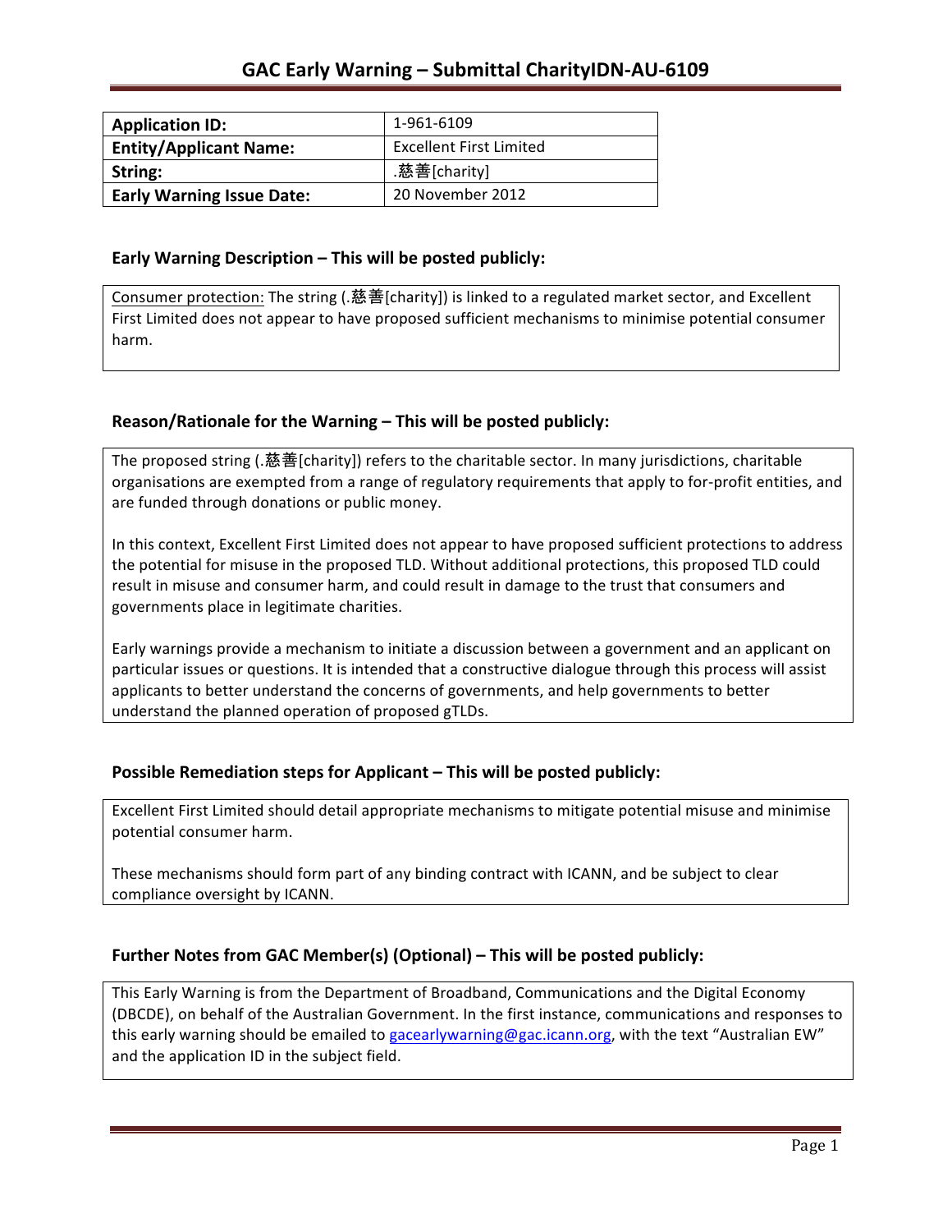# GAC Early Warning – Submittal CharityIDN-AU-6109

| **Application ID:** | 1-961-6109 |
|---|---|
| **Entity/Applicant Name:** | Excellent First Limited |
| **String:** | .慈善[charity] |
| **Early Warning Issue Date:** | 20 November 2012 |

## Early Warning Description – This will be posted publicly:

Consumer protection: The string (.慈善[charity]) is linked to a regulated market sector, and Excellent First Limited does not appear to have proposed sufficient mechanisms to minimise potential consumer harm.

## Reason/Rationale for the Warning – This will be posted publicly:

The proposed string (.慈善[charity]) refers to the charitable sector. In many jurisdictions, charitable organisations are exempted from a range of regulatory requirements that apply to for-profit entities, and are funded through donations or public money.

In this context, Excellent First Limited does not appear to have proposed sufficient protections to address the potential for misuse in the proposed TLD. Without additional protections, this proposed TLD could result in misuse and consumer harm, and could result in damage to the trust that consumers and governments place in legitimate charities.

Early warnings provide a mechanism to initiate a discussion between a government and an applicant on particular issues or questions. It is intended that a constructive dialogue through this process will assist applicants to better understand the concerns of governments, and help governments to better understand the planned operation of proposed gTLDs.

## Possible Remediation steps for Applicant – This will be posted publicly:

Excellent First Limited should detail appropriate mechanisms to mitigate potential misuse and minimise potential consumer harm.

These mechanisms should form part of any binding contract with ICANN, and be subject to clear compliance oversight by ICANN.

## Further Notes from GAC Member(s) (Optional) – This will be posted publicly:

This Early Warning is from the Department of Broadband, Communications and the Digital Economy (DBCDE), on behalf of the Australian Government. In the first instance, communications and responses to this early warning should be emailed to gacearlywarning@gac.icann.org, with the text "Australian EW" and the application ID in the subject field.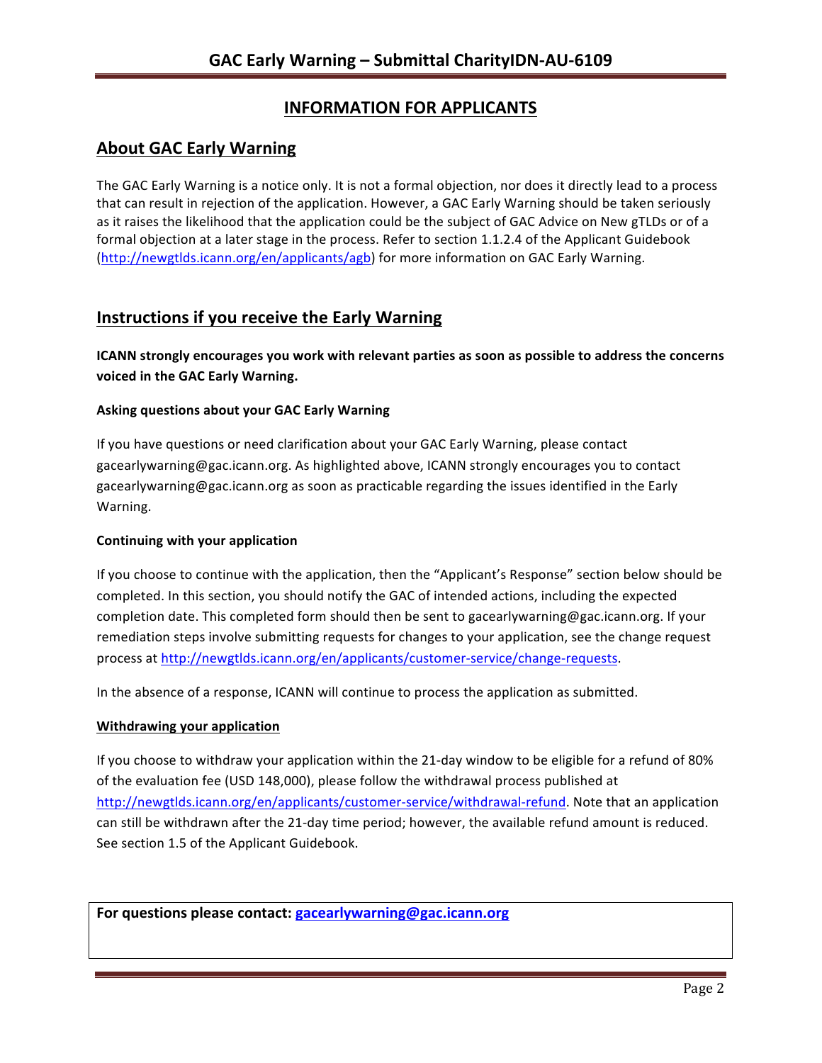## INFORMATION FOR APPLICANTS

## About GAC Early Warning

The GAC Early Warning is a notice only. It is not a formal objection, nor does it directly lead to a process that can result in rejection of the application. However, a GAC Early Warning should be taken seriously as it raises the likelihood that the application could be the subject of GAC Advice on New gTLDs or of a formal objection at a later stage in the process. Refer to section 1.1.2.4 of the Applicant Guidebook (http://newgtlds.icann.org/en/applicants/agb) for more information on GAC Early Warning.

## Instructions if you receive the Early Warning

**ICANN strongly encourages you work with relevant parties as soon as possible to address the concerns voiced in the GAC Early Warning.**

### Asking questions about your GAC Early Warning

If you have questions or need clarification about your GAC Early Warning, please contact gacearlywarning@gac.icann.org. As highlighted above, ICANN strongly encourages you to contact gacearlywarning@gac.icann.org as soon as practicable regarding the issues identified in the Early Warning.

### Continuing with your application

If you choose to continue with the application, then the "Applicant's Response" section below should be completed. In this section, you should notify the GAC of intended actions, including the expected completion date. This completed form should then be sent to gacearlywarning@gac.icann.org. If your remediation steps involve submitting requests for changes to your application, see the change request process at http://newgtlds.icann.org/en/applicants/customer-service/change-requests.

In the absence of a response, ICANN will continue to process the application as submitted.

### Withdrawing your application

If you choose to withdraw your application within the 21-day window to be eligible for a refund of 80% of the evaluation fee (USD 148,000), please follow the withdrawal process published at http://newgtlds.icann.org/en/applicants/customer-service/withdrawal-refund. Note that an application can still be withdrawn after the 21-day time period; however, the available refund amount is reduced. See section 1.5 of the Applicant Guidebook.

**For questions please contact: gacearlywarning@gac.icann.org**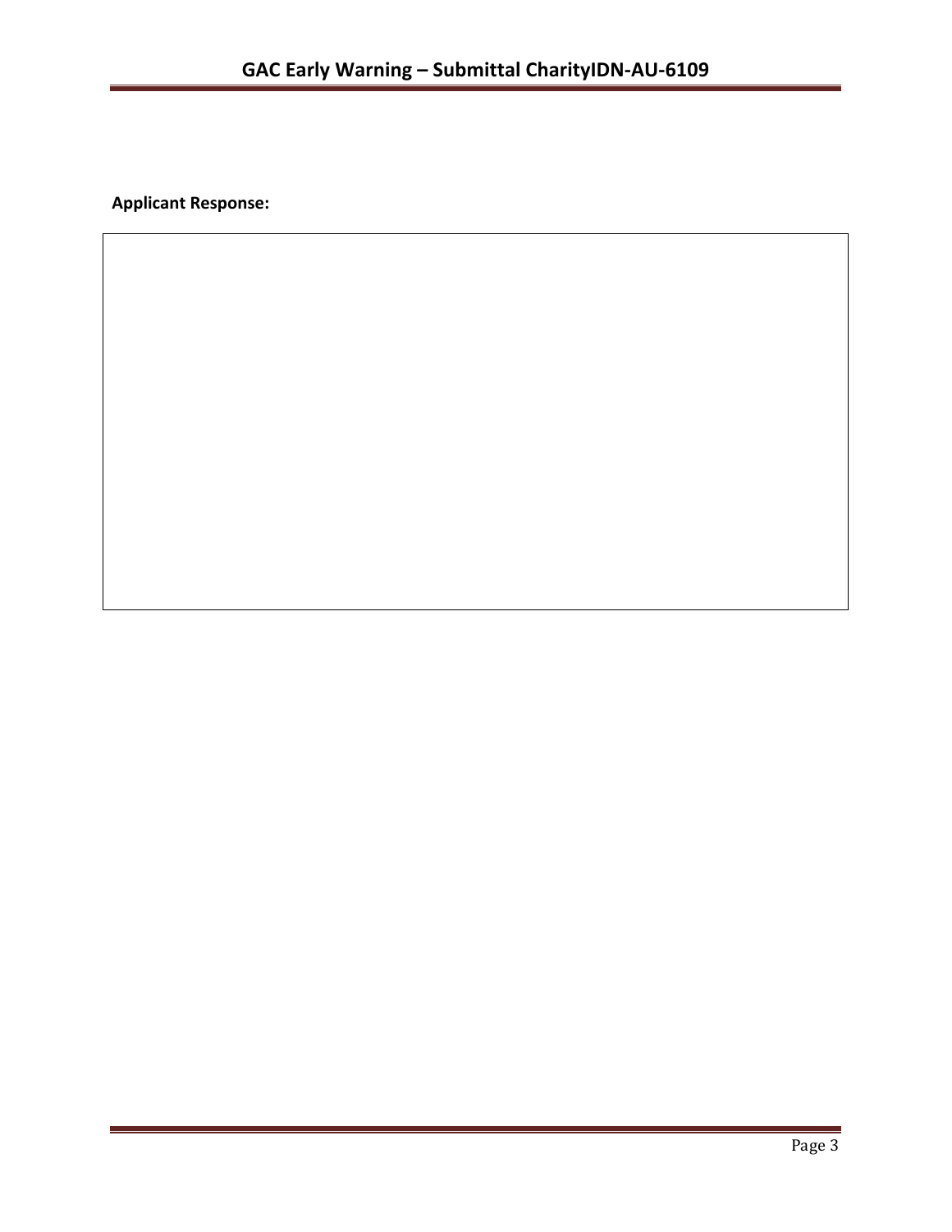**Applicant Response:**